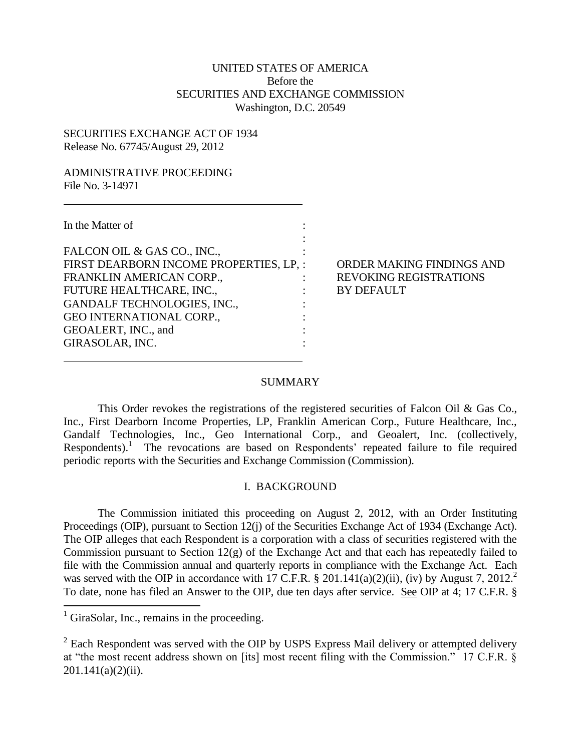UNITED STATES OF AMERICA
Before the
SECURITIES AND EXCHANGE COMMISSION
Washington, D.C. 20549

SECURITIES EXCHANGE ACT OF 1934
Release No. 67745/August 29, 2012

ADMINISTRATIVE PROCEEDING
File No. 3-14971

---

In the Matter of

FALCON OIL & GAS CO., INC.,
FIRST DEARBORN INCOME PROPERTIES, LP,
FRANKLIN AMERICAN CORP.,
FUTURE HEALTHCARE, INC.,
GANDALF TECHNOLOGIES, INC.,
GEO INTERNATIONAL CORP.,
GEOALERT, INC., and
GIRASOLAR, INC.

ORDER MAKING FINDINGS AND REVOKING REGISTRATIONS BY DEFAULT

---

## SUMMARY

This Order revokes the registrations of the registered securities of Falcon Oil & Gas Co., Inc., First Dearborn Income Properties, LP, Franklin American Corp., Future Healthcare, Inc., Gandalf Technologies, Inc., Geo International Corp., and Geoalert, Inc. (collectively, Respondents).[1] The revocations are based on Respondents' repeated failure to file required periodic reports with the Securities and Exchange Commission (Commission).

## I. BACKGROUND

The Commission initiated this proceeding on August 2, 2012, with an Order Instituting Proceedings (OIP), pursuant to Section 12(j) of the Securities Exchange Act of 1934 (Exchange Act). The OIP alleges that each Respondent is a corporation with a class of securities registered with the Commission pursuant to Section 12(g) of the Exchange Act and that each has repeatedly failed to file with the Commission annual and quarterly reports in compliance with the Exchange Act. Each was served with the OIP in accordance with 17 C.F.R. § 201.141(a)(2)(ii), (iv) by August 7, 2012.[2] To date, none has filed an Answer to the OIP, due ten days after service. See OIP at 4; 17 C.F.R. §

---

[1] GiraSolar, Inc., remains in the proceeding.

[2] Each Respondent was served with the OIP by USPS Express Mail delivery or attempted delivery at "the most recent address shown on [its] most recent filing with the Commission." 17 C.F.R. § 201.141(a)(2)(ii).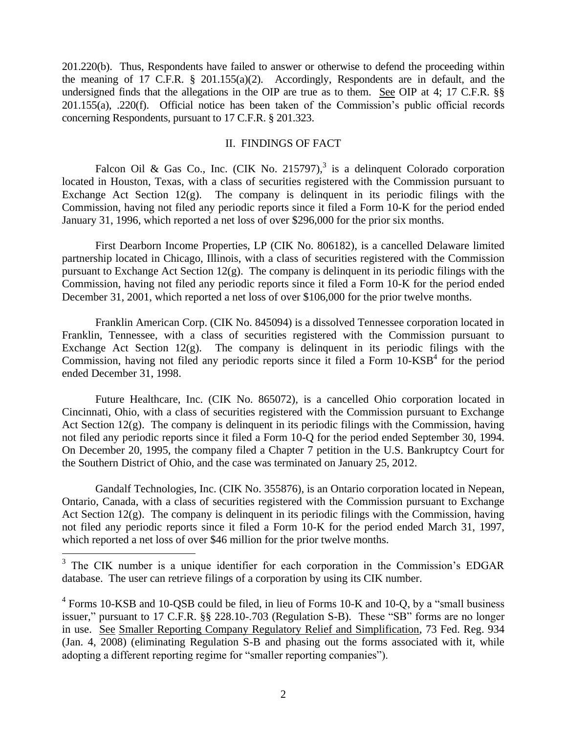201.220(b). Thus, Respondents have failed to answer or otherwise to defend the proceeding within the meaning of 17 C.F.R. § 201.155(a)(2). Accordingly, Respondents are in default, and the undersigned finds that the allegations in the OIP are true as to them. See OIP at 4; 17 C.F.R. §§ 201.155(a), .220(f). Official notice has been taken of the Commission's public official records concerning Respondents, pursuant to 17 C.F.R. § 201.323.

## II. FINDINGS OF FACT

Falcon Oil & Gas Co., Inc. (CIK No. 215797),[3] is a delinquent Colorado corporation located in Houston, Texas, with a class of securities registered with the Commission pursuant to Exchange Act Section 12(g). The company is delinquent in its periodic filings with the Commission, having not filed any periodic reports since it filed a Form 10-K for the period ended January 31, 1996, which reported a net loss of over $296,000 for the prior six months.

First Dearborn Income Properties, LP (CIK No. 806182), is a cancelled Delaware limited partnership located in Chicago, Illinois, with a class of securities registered with the Commission pursuant to Exchange Act Section 12(g). The company is delinquent in its periodic filings with the Commission, having not filed any periodic reports since it filed a Form 10-K for the period ended December 31, 2001, which reported a net loss of over $106,000 for the prior twelve months.

Franklin American Corp. (CIK No. 845094) is a dissolved Tennessee corporation located in Franklin, Tennessee, with a class of securities registered with the Commission pursuant to Exchange Act Section 12(g). The company is delinquent in its periodic filings with the Commission, having not filed any periodic reports since it filed a Form 10-KSB[4] for the period ended December 31, 1998.

Future Healthcare, Inc. (CIK No. 865072), is a cancelled Ohio corporation located in Cincinnati, Ohio, with a class of securities registered with the Commission pursuant to Exchange Act Section 12(g). The company is delinquent in its periodic filings with the Commission, having not filed any periodic reports since it filed a Form 10-Q for the period ended September 30, 1994. On December 20, 1995, the company filed a Chapter 7 petition in the U.S. Bankruptcy Court for the Southern District of Ohio, and the case was terminated on January 25, 2012.

Gandalf Technologies, Inc. (CIK No. 355876), is an Ontario corporation located in Nepean, Ontario, Canada, with a class of securities registered with the Commission pursuant to Exchange Act Section 12(g). The company is delinquent in its periodic filings with the Commission, having not filed any periodic reports since it filed a Form 10-K for the period ended March 31, 1997, which reported a net loss of over $46 million for the prior twelve months.

---

[3] The CIK number is a unique identifier for each corporation in the Commission's EDGAR database. The user can retrieve filings of a corporation by using its CIK number.

[4] Forms 10-KSB and 10-QSB could be filed, in lieu of Forms 10-K and 10-Q, by a "small business issuer," pursuant to 17 C.F.R. §§ 228.10-.703 (Regulation S-B). These "SB" forms are no longer in use. See Smaller Reporting Company Regulatory Relief and Simplification, 73 Fed. Reg. 934 (Jan. 4, 2008) (eliminating Regulation S-B and phasing out the forms associated with it, while adopting a different reporting regime for "smaller reporting companies").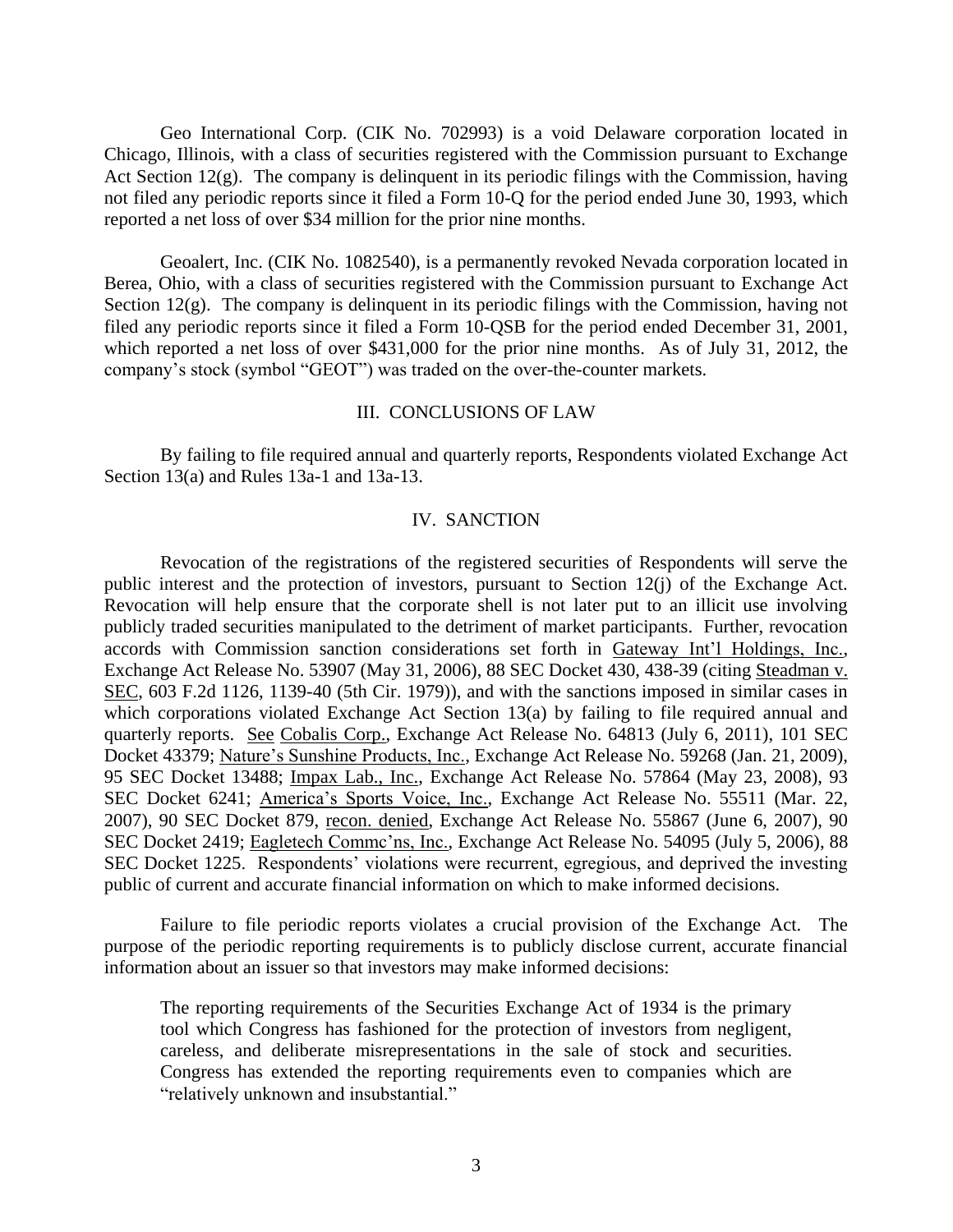Geo International Corp. (CIK No. 702993) is a void Delaware corporation located in Chicago, Illinois, with a class of securities registered with the Commission pursuant to Exchange Act Section 12(g). The company is delinquent in its periodic filings with the Commission, having not filed any periodic reports since it filed a Form 10-Q for the period ended June 30, 1993, which reported a net loss of over $34 million for the prior nine months.

Geoalert, Inc. (CIK No. 1082540), is a permanently revoked Nevada corporation located in Berea, Ohio, with a class of securities registered with the Commission pursuant to Exchange Act Section 12(g). The company is delinquent in its periodic filings with the Commission, having not filed any periodic reports since it filed a Form 10-QSB for the period ended December 31, 2001, which reported a net loss of over $431,000 for the prior nine months. As of July 31, 2012, the company's stock (symbol "GEOT") was traded on the over-the-counter markets.

## III. CONCLUSIONS OF LAW

By failing to file required annual and quarterly reports, Respondents violated Exchange Act Section 13(a) and Rules 13a-1 and 13a-13.

## IV. SANCTION

Revocation of the registrations of the registered securities of Respondents will serve the public interest and the protection of investors, pursuant to Section 12(j) of the Exchange Act. Revocation will help ensure that the corporate shell is not later put to an illicit use involving publicly traded securities manipulated to the detriment of market participants. Further, revocation accords with Commission sanction considerations set forth in Gateway Int'l Holdings, Inc., Exchange Act Release No. 53907 (May 31, 2006), 88 SEC Docket 430, 438-39 (citing Steadman v. SEC, 603 F.2d 1126, 1139-40 (5th Cir. 1979)), and with the sanctions imposed in similar cases in which corporations violated Exchange Act Section 13(a) by failing to file required annual and quarterly reports. See Cobalis Corp., Exchange Act Release No. 64813 (July 6, 2011), 101 SEC Docket 43379; Nature's Sunshine Products, Inc., Exchange Act Release No. 59268 (Jan. 21, 2009), 95 SEC Docket 13488; Impax Lab., Inc., Exchange Act Release No. 57864 (May 23, 2008), 93 SEC Docket 6241; America's Sports Voice, Inc., Exchange Act Release No. 55511 (Mar. 22, 2007), 90 SEC Docket 879, recon. denied, Exchange Act Release No. 55867 (June 6, 2007), 90 SEC Docket 2419; Eagletech Commc'ns, Inc., Exchange Act Release No. 54095 (July 5, 2006), 88 SEC Docket 1225. Respondents' violations were recurrent, egregious, and deprived the investing public of current and accurate financial information on which to make informed decisions.

Failure to file periodic reports violates a crucial provision of the Exchange Act. The purpose of the periodic reporting requirements is to publicly disclose current, accurate financial information about an issuer so that investors may make informed decisions:

> The reporting requirements of the Securities Exchange Act of 1934 is the primary tool which Congress has fashioned for the protection of investors from negligent, careless, and deliberate misrepresentations in the sale of stock and securities. Congress has extended the reporting requirements even to companies which are "relatively unknown and insubstantial."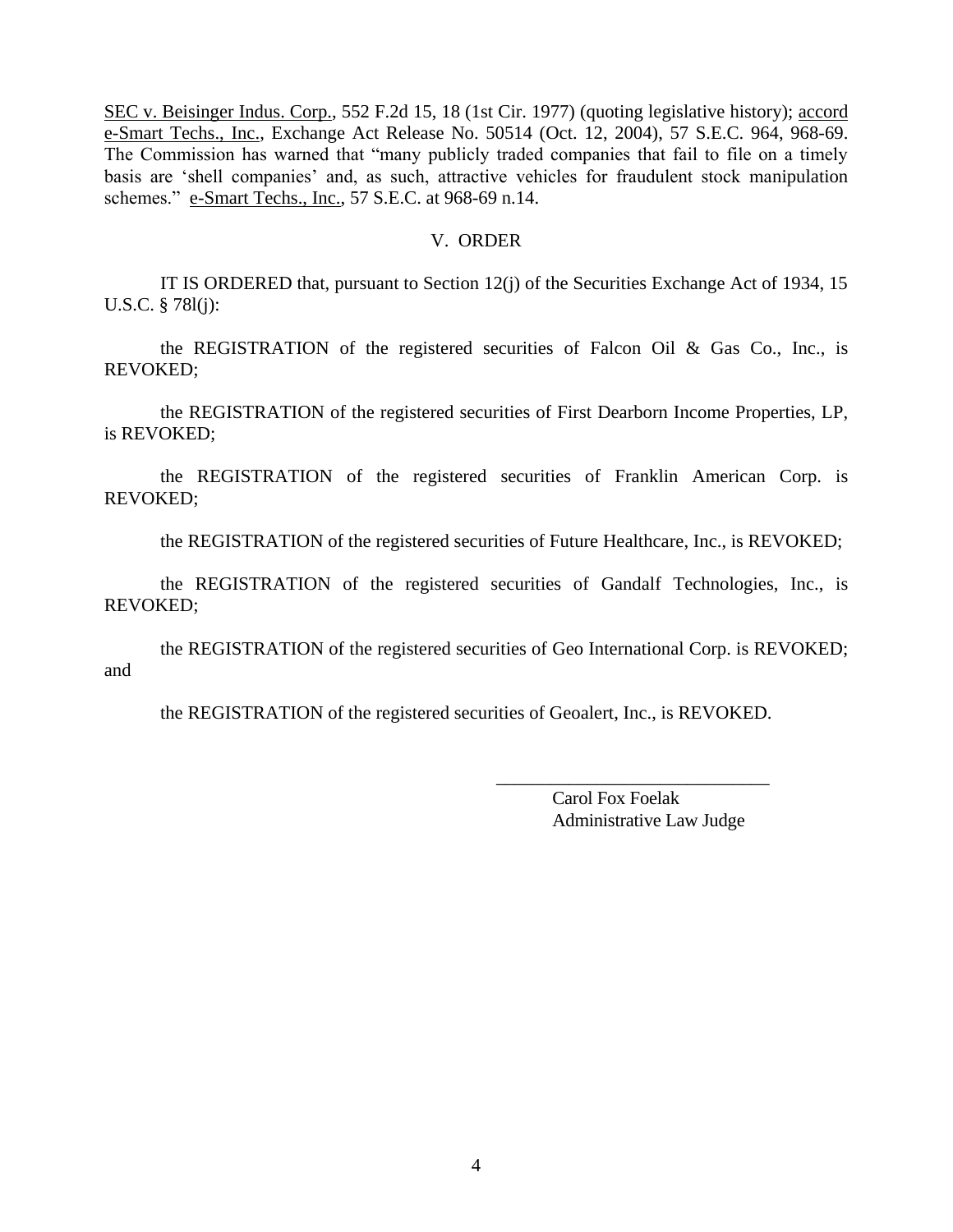SEC v. Beisinger Indus. Corp., 552 F.2d 15, 18 (1st Cir. 1977) (quoting legislative history); accord e-Smart Techs., Inc., Exchange Act Release No. 50514 (Oct. 12, 2004), 57 S.E.C. 964, 968-69. The Commission has warned that "many publicly traded companies that fail to file on a timely basis are 'shell companies' and, as such, attractive vehicles for fraudulent stock manipulation schemes." e-Smart Techs., Inc., 57 S.E.C. at 968-69 n.14.

## V. ORDER

IT IS ORDERED that, pursuant to Section 12(j) of the Securities Exchange Act of 1934, 15 U.S.C. § 78l(j):

the REGISTRATION of the registered securities of Falcon Oil & Gas Co., Inc., is REVOKED;

the REGISTRATION of the registered securities of First Dearborn Income Properties, LP, is REVOKED;

the REGISTRATION of the registered securities of Franklin American Corp. is REVOKED;

the REGISTRATION of the registered securities of Future Healthcare, Inc., is REVOKED;

the REGISTRATION of the registered securities of Gandalf Technologies, Inc., is REVOKED;

the REGISTRATION of the registered securities of Geo International Corp. is REVOKED; and

the REGISTRATION of the registered securities of Geoalert, Inc., is REVOKED.

\_\_\_\_\_\_\_\_\_\_\_\_\_\_\_\_\_\_\_\_\_\_\_\_\_\_\_\_\_\_

Carol Fox Foelak
Administrative Law Judge